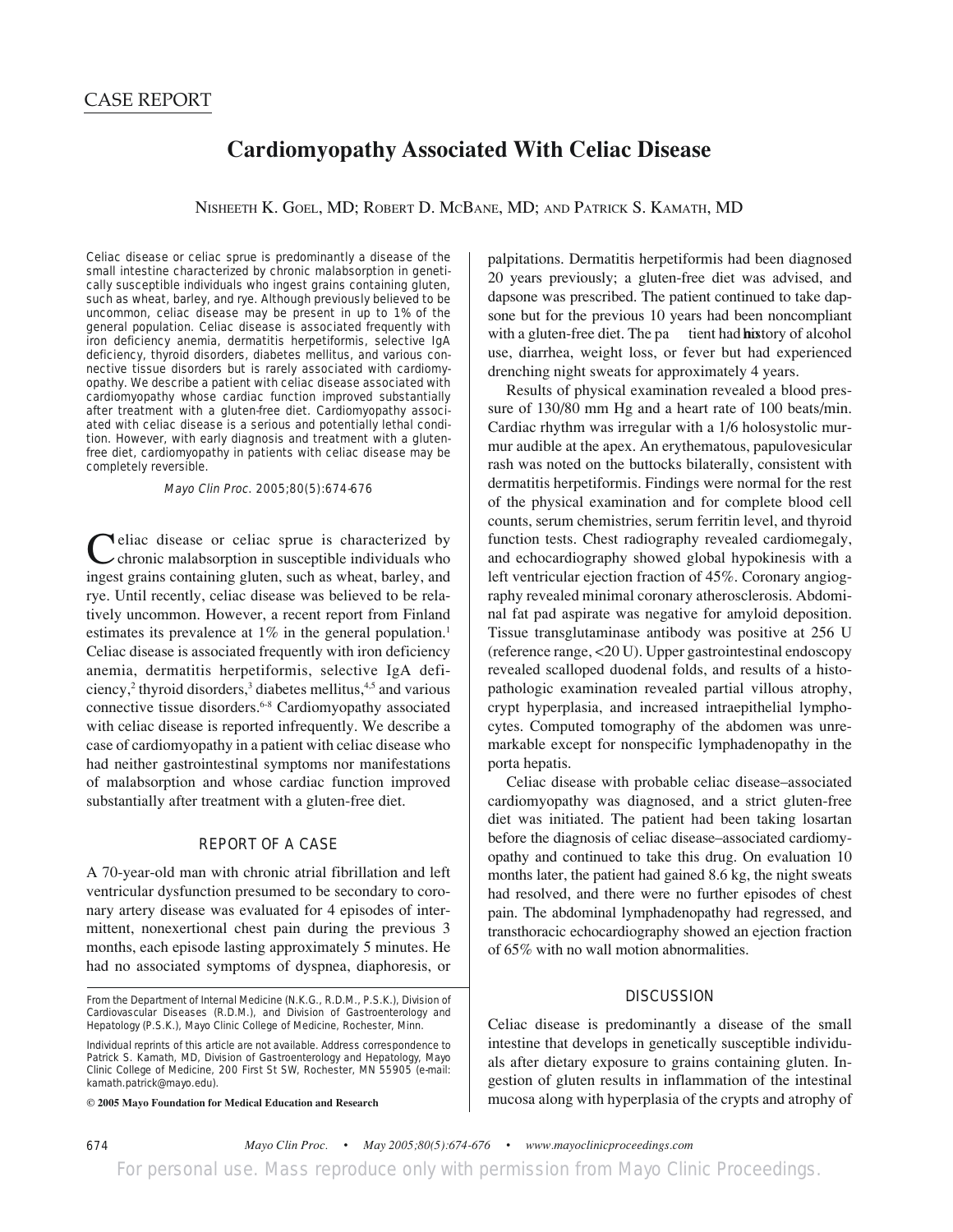CASE REPORT

# Cardiomyopathy Associated With Celiac Disease

NISHEETH K. GOEL, MD; ROBERT D. MCBANE, MD; AND PATRICK S. KAMATH, MD

Celiac disease or celiac sprue is predominantly a disease of the small intestine characterized by chronic malabsorption in genetically susceptible individuals who ingest grains containing gluten, such as wheat, barley, and rye. Although previously believed to be uncommon, celiac disease may be present in up to 1% of the general population. Celiac disease is associated frequently with iron deficiency anemia, dermatitis herpetiformis, selective IgA deficiency, thyroid disorders, diabetes mellitus, and various connective tissue disorders but is rarely associated with cardiomyopathy. We describe a patient with celiac disease associated with cardiomyopathy whose cardiac function improved substantially after treatment with a gluten-free diet. Cardiomyopathy associated with celiac disease is a serious and potentially lethal condition. However, with early diagnosis and treatment with a gluten-free diet, cardiomyopathy in patients with celiac disease may be completely reversible.

*Mayo Clin Proc.* 2005;80(5):674-676

Celiac disease or celiac sprue is characterized by chronic malabsorption in susceptible individuals who ingest grains containing gluten, such as wheat, barley, and rye. Until recently, celiac disease was believed to be relatively uncommon. However, a recent report from Finland estimates its prevalence at 1% in the general population.[1] Celiac disease is associated frequently with iron deficiency anemia, dermatitis herpetiformis, selective IgA deficiency,[2] thyroid disorders,[3] diabetes mellitus,[4,5] and various connective tissue disorders.[6-8] Cardiomyopathy associated with celiac disease is reported infrequently. We describe a case of cardiomyopathy in a patient with celiac disease who had neither gastrointestinal symptoms nor manifestations of malabsorption and whose cardiac function improved substantially after treatment with a gluten-free diet.

## REPORT OF A CASE

A 70-year-old man with chronic atrial fibrillation and left ventricular dysfunction presumed to be secondary to coronary artery disease was evaluated for 4 episodes of intermittent, nonexertional chest pain during the previous 3 months, each episode lasting approximately 5 minutes. He had no associated symptoms of dyspnea, diaphoresis, or palpitations. Dermatitis herpetiformis had been diagnosed 20 years previously; a gluten-free diet was advised, and dapsone was prescribed. The patient continued to take dapsone but for the previous 10 years had been noncompliant with a gluten-free diet. The patient had no history of alcohol use, diarrhea, weight loss, or fever but had experienced drenching night sweats for approximately 4 years.

Results of physical examination revealed a blood pressure of 130/80 mm Hg and a heart rate of 100 beats/min. Cardiac rhythm was irregular with a 1/6 holosystolic murmur audible at the apex. An erythematous, papulovesicular rash was noted on the buttocks bilaterally, consistent with dermatitis herpetiformis. Findings were normal for the rest of the physical examination and for complete blood cell counts, serum chemistries, serum ferritin level, and thyroid function tests. Chest radiography revealed cardiomegaly, and echocardiography showed global hypokinesis with a left ventricular ejection fraction of 45%. Coronary angiography revealed minimal coronary atherosclerosis. Abdominal fat pad aspirate was negative for amyloid deposition. Tissue transglutaminase antibody was positive at 256 U (reference range, <20 U). Upper gastrointestinal endoscopy revealed scalloped duodenal folds, and results of a histopathologic examination revealed partial villous atrophy, crypt hyperplasia, and increased intraepithelial lymphocytes. Computed tomography of the abdomen was unremarkable except for nonspecific lymphadenopathy in the porta hepatis.

Celiac disease with probable celiac disease–associated cardiomyopathy was diagnosed, and a strict gluten-free diet was initiated. The patient had been taking losartan before the diagnosis of celiac disease–associated cardiomyopathy and continued to take this drug. On evaluation 10 months later, the patient had gained 8.6 kg, the night sweats had resolved, and there were no further episodes of chest pain. The abdominal lymphadenopathy had regressed, and transthoracic echocardiography showed an ejection fraction of 65% with no wall motion abnormalities.

## DISCUSSION

Celiac disease is predominantly a disease of the small intestine that develops in genetically susceptible individuals after dietary exposure to grains containing gluten. Ingestion of gluten results in inflammation of the intestinal mucosa along with hyperplasia of the crypts and atrophy of

From the Department of Internal Medicine (N.K.G., R.D.M., P.S.K.), Division of Cardiovascular Diseases (R.D.M.), and Division of Gastroenterology and Hepatology (P.S.K.), Mayo Clinic College of Medicine, Rochester, Minn.

Individual reprints of this article are not available. Address correspondence to Patrick S. Kamath, MD, Division of Gastroenterology and Hepatology, Mayo Clinic College of Medicine, 200 First St SW, Rochester, MN 55905 (e-mail: kamath.patrick@mayo.edu).

**© 2005 Mayo Foundation for Medical Education and Research**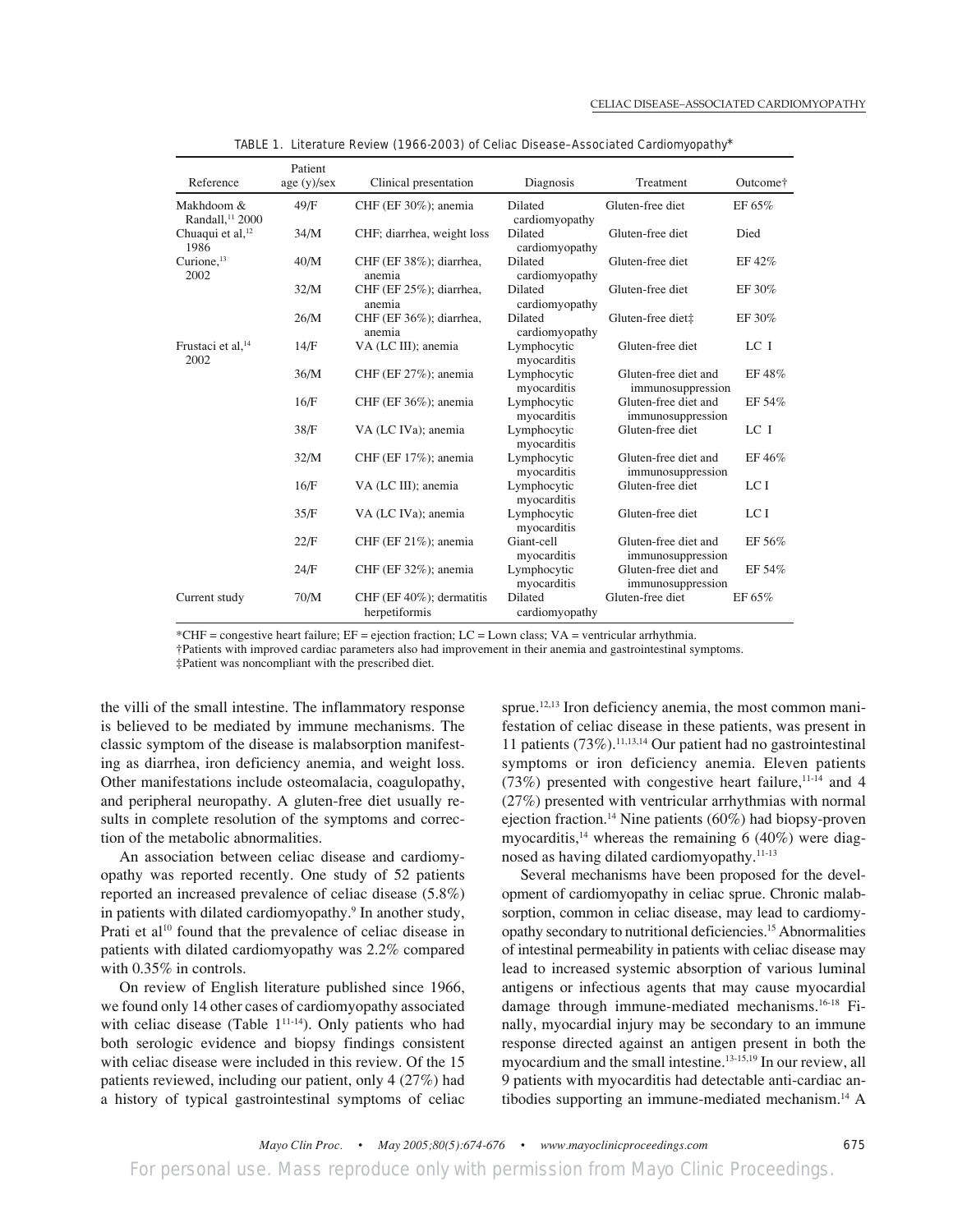TABLE 1. Literature Review (1966-2003) of Celiac Disease–Associated Cardiomyopathy*

| Reference | Patient age (y)/sex | Clinical presentation | Diagnosis | Treatment | Outcome† |
|---|---|---|---|---|---|
| Makhdoom & Randall,[11] 2000 | 49/F | CHF (EF 30%); anemia | Dilated cardiomyopathy | Gluten-free diet | EF 65% |
| Chuaqui et al,[12] 1986 | 34/M | CHF; diarrhea, weight loss | Dilated cardiomyopathy | Gluten-free diet | Died |
| Curione,[13] 2002 | 40/M | CHF (EF 38%); diarrhea, anemia | Dilated cardiomyopathy | Gluten-free diet | EF 42% |
| | 32/M | CHF (EF 25%); diarrhea, anemia | Dilated cardiomyopathy | Gluten-free diet | EF 30% |
| | 26/M | CHF (EF 36%); diarrhea, anemia | Dilated cardiomyopathy | Gluten-free diet‡ | EF 30% |
| Frustaci et al,[14] 2002 | 14/F | VA (LC III); anemia | Lymphocytic myocarditis | Gluten-free diet | LC I |
| | 36/M | CHF (EF 27%); anemia | Lymphocytic myocarditis | Gluten-free diet and immunosuppression | EF 48% |
| | 16/F | CHF (EF 36%); anemia | Lymphocytic myocarditis | Gluten-free diet and immunosuppression | EF 54% |
| | 38/F | VA (LC IVa); anemia | Lymphocytic myocarditis | Gluten-free diet | LC I |
| | 32/M | CHF (EF 17%); anemia | Lymphocytic myocarditis | Gluten-free diet and immunosuppression | EF 46% |
| | 16/F | VA (LC III); anemia | Lymphocytic myocarditis | Gluten-free diet | LC I |
| | 35/F | VA (LC IVa); anemia | Lymphocytic myocarditis | Gluten-free diet | LC I |
| | 22/F | CHF (EF 21%); anemia | Giant-cell myocarditis | Gluten-free diet and immunosuppression | EF 56% |
| | 24/F | CHF (EF 32%); anemia | Lymphocytic myocarditis | Gluten-free diet and immunosuppression | EF 54% |
| Current study | 70/M | CHF (EF 40%); dermatitis herpetiformis | Dilated cardiomyopathy | Gluten-free diet | EF 65% |

*CHF = congestive heart failure; EF = ejection fraction; LC = Lown class; VA = ventricular arrhythmia.
†Patients with improved cardiac parameters also had improvement in their anemia and gastrointestinal symptoms.
‡Patient was noncompliant with the prescribed diet.

the villi of the small intestine. The inflammatory response is believed to be mediated by immune mechanisms. The classic symptom of the disease is malabsorption manifesting as diarrhea, iron deficiency anemia, and weight loss. Other manifestations include osteomalacia, coagulopathy, and peripheral neuropathy. A gluten-free diet usually results in complete resolution of the symptoms and correction of the metabolic abnormalities.

An association between celiac disease and cardiomyopathy was reported recently. One study of 52 patients reported an increased prevalence of celiac disease (5.8%) in patients with dilated cardiomyopathy.[9] In another study, Prati et al[10] found that the prevalence of celiac disease in patients with dilated cardiomyopathy was 2.2% compared with 0.35% in controls.

On review of English literature published since 1966, we found only 14 other cases of cardiomyopathy associated with celiac disease (Table 1[11-14]). Only patients who had both serologic evidence and biopsy findings consistent with celiac disease were included in this review. Of the 15 patients reviewed, including our patient, only 4 (27%) had a history of typical gastrointestinal symptoms of celiac sprue.[12,13] Iron deficiency anemia, the most common manifestation of celiac disease in these patients, was present in 11 patients (73%).[11,13,14] Our patient had no gastrointestinal symptoms or iron deficiency anemia. Eleven patients (73%) presented with congestive heart failure,[11-14] and 4 (27%) presented with ventricular arrhythmias with normal ejection fraction.[14] Nine patients (60%) had biopsy-proven myocarditis,[14] whereas the remaining 6 (40%) were diagnosed as having dilated cardiomyopathy.[11-13]

Several mechanisms have been proposed for the development of cardiomyopathy in celiac sprue. Chronic malabsorption, common in celiac disease, may lead to cardiomyopathy secondary to nutritional deficiencies.[15] Abnormalities of intestinal permeability in patients with celiac disease may lead to increased systemic absorption of various luminal antigens or infectious agents that may cause myocardial damage through immune-mediated mechanisms.[16-18] Finally, myocardial injury may be secondary to an immune response directed against an antigen present in both the myocardium and the small intestine.[13-15,19] In our review, all 9 patients with myocarditis had detectable anti-cardiac antibodies supporting an immune-mediated mechanism.[14] A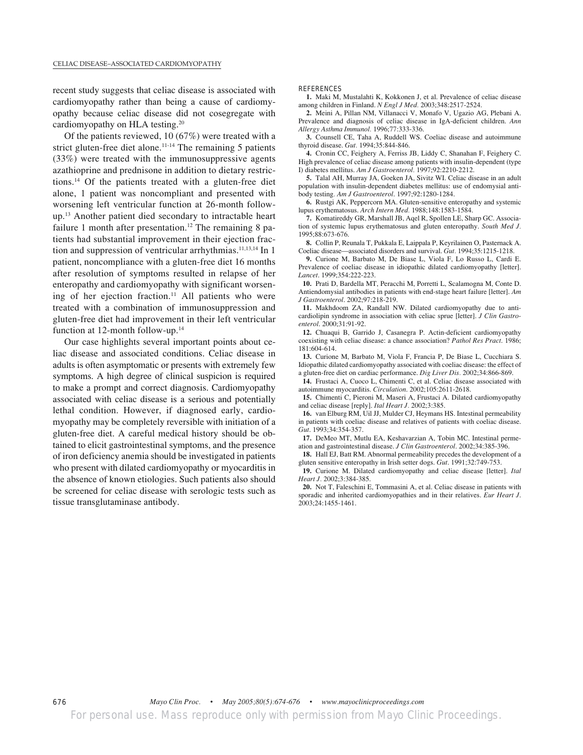recent study suggests that celiac disease is associated with cardiomyopathy rather than being a cause of cardiomyopathy because celiac disease did not cosegregate with cardiomyopathy on HLA testing.[20]

Of the patients reviewed, 10 (67%) were treated with a strict gluten-free diet alone.[11-14] The remaining 5 patients (33%) were treated with the immunosuppressive agents azathioprine and prednisone in addition to dietary restrictions.[14] Of the patients treated with a gluten-free diet alone, 1 patient was noncompliant and presented with worsening left ventricular function at 26-month follow-up.[13] Another patient died secondary to intractable heart failure 1 month after presentation.[12] The remaining 8 patients had substantial improvement in their ejection fraction and suppression of ventricular arrhythmias.[11,13,14] In 1 patient, noncompliance with a gluten-free diet 16 months after resolution of symptoms resulted in relapse of her enteropathy and cardiomyopathy with significant worsening of her ejection fraction.[11] All patients who were treated with a combination of immunosuppression and gluten-free diet had improvement in their left ventricular function at 12-month follow-up.[14]

Our case highlights several important points about celiac disease and associated conditions. Celiac disease in adults is often asymptomatic or presents with extremely few symptoms. A high degree of clinical suspicion is required to make a prompt and correct diagnosis. Cardiomyopathy associated with celiac disease is a serious and potentially lethal condition. However, if diagnosed early, cardiomyopathy may be completely reversible with initiation of a gluten-free diet. A careful medical history should be obtained to elicit gastrointestinal symptoms, and the presence of iron deficiency anemia should be investigated in patients who present with dilated cardiomyopathy or myocarditis in the absence of known etiologies. Such patients also should be screened for celiac disease with serologic tests such as tissue transglutaminase antibody.

## REFERENCES

1. Maki M, Mustalahti K, Kokkonen J, et al. Prevalence of celiac disease among children in Finland. *N Engl J Med*. 2003;348:2517-2524.
2. Meini A, Pillan NM, Villanacci V, Monafo V, Ugazio AG, Plebani A. Prevalence and diagnosis of celiac disease in IgA-deficient children. *Ann Allergy Asthma Immunol*. 1996;77:333-336.
3. Counsell CE, Taha A, Ruddell WS. Coeliac disease and autoimmune thyroid disease. *Gut*. 1994;35:844-846.
4. Cronin CC, Feighery A, Ferriss JB, Liddy C, Shanahan F, Feighery C. High prevalence of celiac disease among patients with insulin-dependent (type I) diabetes mellitus. *Am J Gastroenterol*. 1997;92:2210-2212.
5. Talal AH, Murray JA, Goeken JA, Sivitz WI. Celiac disease in an adult population with insulin-dependent diabetes mellitus: use of endomysial antibody testing. *Am J Gastroenterol*. 1997;92:1280-1284.
6. Rustgi AK, Peppercorn MA. Gluten-sensitive enteropathy and systemic lupus erythematosus. *Arch Intern Med*. 1988;148:1583-1584.
7. Komatireddy GR, Marshall JB, Aqel R, Spollen LE, Sharp GC. Association of systemic lupus erythematosus and gluten enteropathy. *South Med J*. 1995;88:673-676.
8. Collin P, Reunala T, Pukkala E, Laippala P, Keyrilainen O, Pasternack A. Coeliac disease—associated disorders and survival. *Gut*. 1994;35:1215-1218.
9. Curione M, Barbato M, De Biase L, Viola F, Lo Russo L, Cardi E. Prevalence of coeliac disease in idiopathic dilated cardiomyopathy [letter]. *Lancet*. 1999;354:222-223.
10. Prati D, Bardella MT, Peracchi M, Porretti L, Scalamogna M, Conte D. Antiendomysial antibodies in patients with end-stage heart failure [letter]. *Am J Gastroenterol*. 2002;97:218-219.
11. Makhdoom ZA, Randall NW. Dilated cardiomyopathy due to anticardiolipin syndrome in association with celiac sprue [letter]. *J Clin Gastroenterol*. 2000;31:91-92.
12. Chuaqui B, Garrido J, Casanegra P. Actin-deficient cardiomyopathy coexisting with celiac disease: a chance association? *Pathol Res Pract*. 1986;181:604-614.
13. Curione M, Barbato M, Viola F, Francia P, De Biase L, Cucchiara S. Idiopathic dilated cardiomyopathy associated with coeliac disease: the effect of a gluten-free diet on cardiac performance. *Dig Liver Dis*. 2002;34:866-869.
14. Frustaci A, Cuoco L, Chimenti C, et al. Celiac disease associated with autoimmune myocarditis. *Circulation*. 2002;105:2611-2618.
15. Chimenti C, Pieroni M, Maseri A, Frustaci A. Dilated cardiomyopathy and celiac disease [reply]. *Ital Heart J*. 2002;3:385.
16. van Elburg RM, Uil JJ, Mulder CJ, Heymans HS. Intestinal permeability in patients with coeliac disease and relatives of patients with coeliac disease. *Gut*. 1993;34:354-357.
17. DeMeo MT, Mutlu EA, Keshavarzian A, Tobin MC. Intestinal permeation and gastrointestinal disease. *J Clin Gastroenterol*. 2002;34:385-396.
18. Hall EJ, Batt RM. Abnormal permeability precedes the development of a gluten sensitive enteropathy in Irish setter dogs. *Gut*. 1991;32:749-753.
19. Curione M. Dilated cardiomyopathy and celiac disease [letter]. *Ital Heart J*. 2002;3:384-385.
20. Not T, Faleschini E, Tommasini A, et al. Celiac disease in patients with sporadic and inherited cardiomyopathies and in their relatives. *Eur Heart J*. 2003;24:1455-1461.